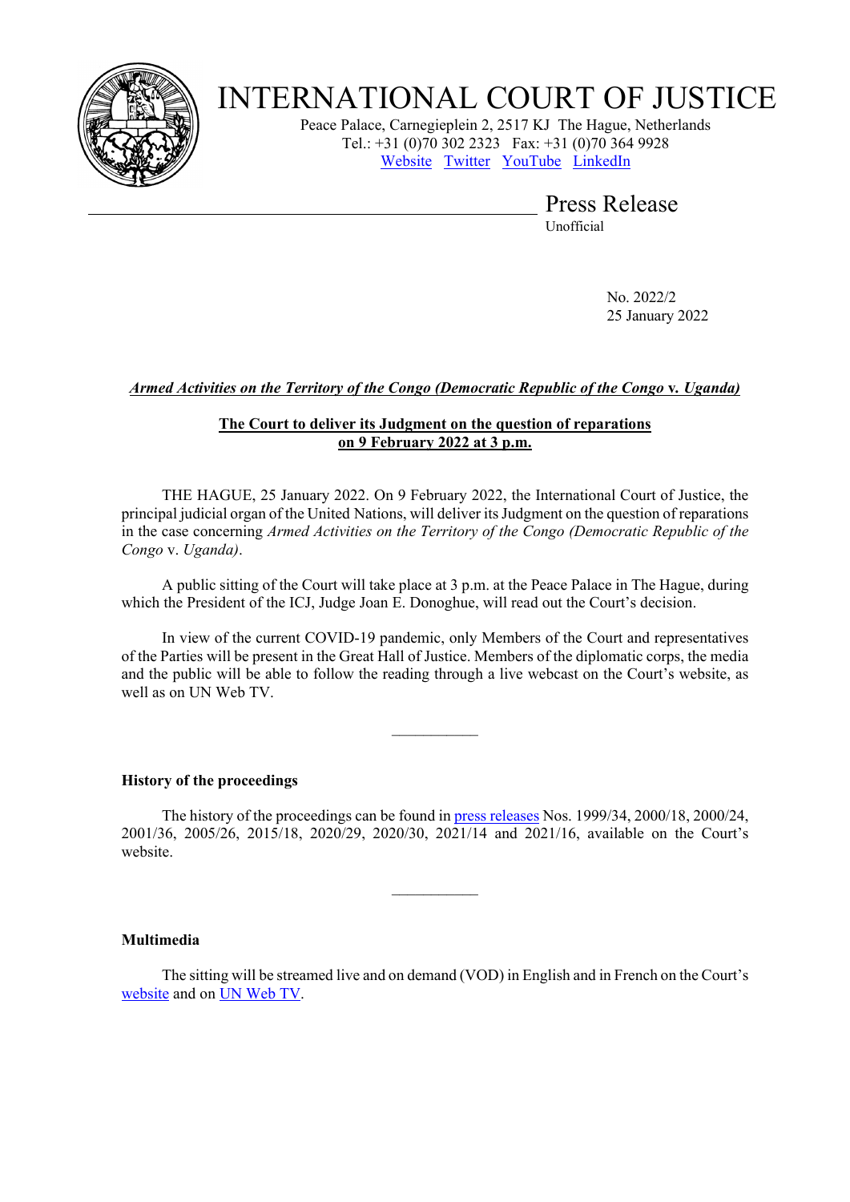# INTERNATIONAL COURT OF JUSTICE

Peace Palace, Carnegieplein 2, 2517 KJ The Hague, Netherlands
Tel.: +31 (0)70 302 2323 Fax: +31 (0)70 364 9928
Website Twitter YouTube LinkedIn

## Press Release

Unofficial

No. 2022/2
25 January 2022

***Armed Activities on the Territory of the Congo (Democratic Republic of the Congo* v. *Uganda)***

**The Court to deliver its Judgment on the question of reparations on 9 February 2022 at 3 p.m.**

THE HAGUE, 25 January 2022. On 9 February 2022, the International Court of Justice, the principal judicial organ of the United Nations, will deliver its Judgment on the question of reparations in the case concerning *Armed Activities on the Territory of the Congo (Democratic Republic of the Congo* v. *Uganda)*.

A public sitting of the Court will take place at 3 p.m. at the Peace Palace in The Hague, during which the President of the ICJ, Judge Joan E. Donoghue, will read out the Court's decision.

In view of the current COVID-19 pandemic, only Members of the Court and representatives of the Parties will be present in the Great Hall of Justice. Members of the diplomatic corps, the media and the public will be able to follow the reading through a live webcast on the Court's website, as well as on UN Web TV.

---

**History of the proceedings**

The history of the proceedings can be found in press releases Nos. 1999/34, 2000/18, 2000/24, 2001/36, 2005/26, 2015/18, 2020/29, 2020/30, 2021/14 and 2021/16, available on the Court's website.

---

**Multimedia**

The sitting will be streamed live and on demand (VOD) in English and in French on the Court's website and on UN Web TV.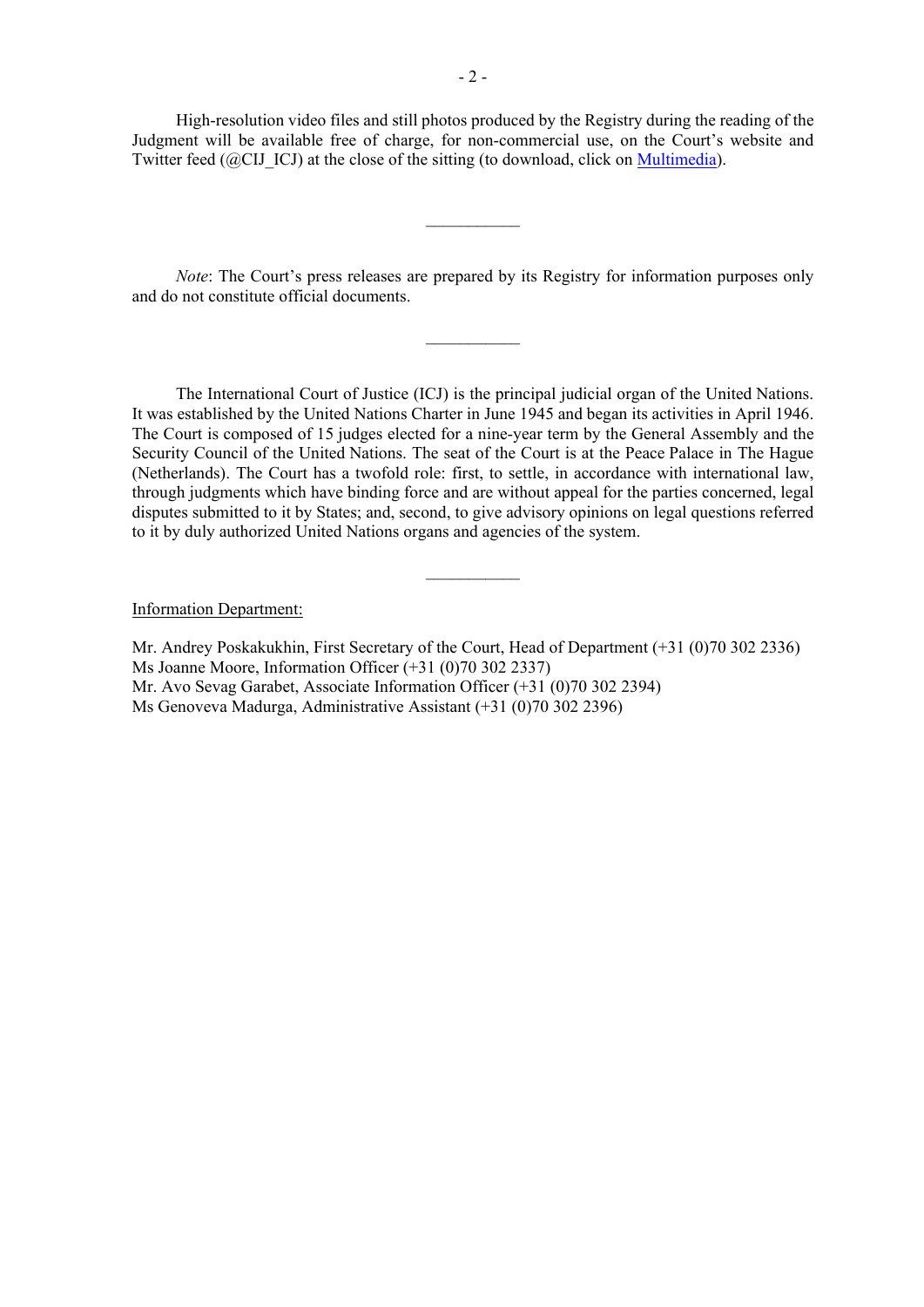High-resolution video files and still photos produced by the Registry during the reading of the Judgment will be available free of charge, for non-commercial use, on the Court's website and Twitter feed (@CIJ_ICJ) at the close of the sitting (to download, click on [Multimedia]).

___________

*Note*: The Court's press releases are prepared by its Registry for information purposes only and do not constitute official documents.

___________

The International Court of Justice (ICJ) is the principal judicial organ of the United Nations. It was established by the United Nations Charter in June 1945 and began its activities in April 1946. The Court is composed of 15 judges elected for a nine-year term by the General Assembly and the Security Council of the United Nations. The seat of the Court is at the Peace Palace in The Hague (Netherlands). The Court has a twofold role: first, to settle, in accordance with international law, through judgments which have binding force and are without appeal for the parties concerned, legal disputes submitted to it by States; and, second, to give advisory opinions on legal questions referred to it by duly authorized United Nations organs and agencies of the system.

___________

Information Department:

Mr. Andrey Poskakukhin, First Secretary of the Court, Head of Department (+31 (0)70 302 2336)
Ms Joanne Moore, Information Officer (+31 (0)70 302 2337)
Mr. Avo Sevag Garabet, Associate Information Officer (+31 (0)70 302 2394)
Ms Genoveva Madurga, Administrative Assistant (+31 (0)70 302 2396)